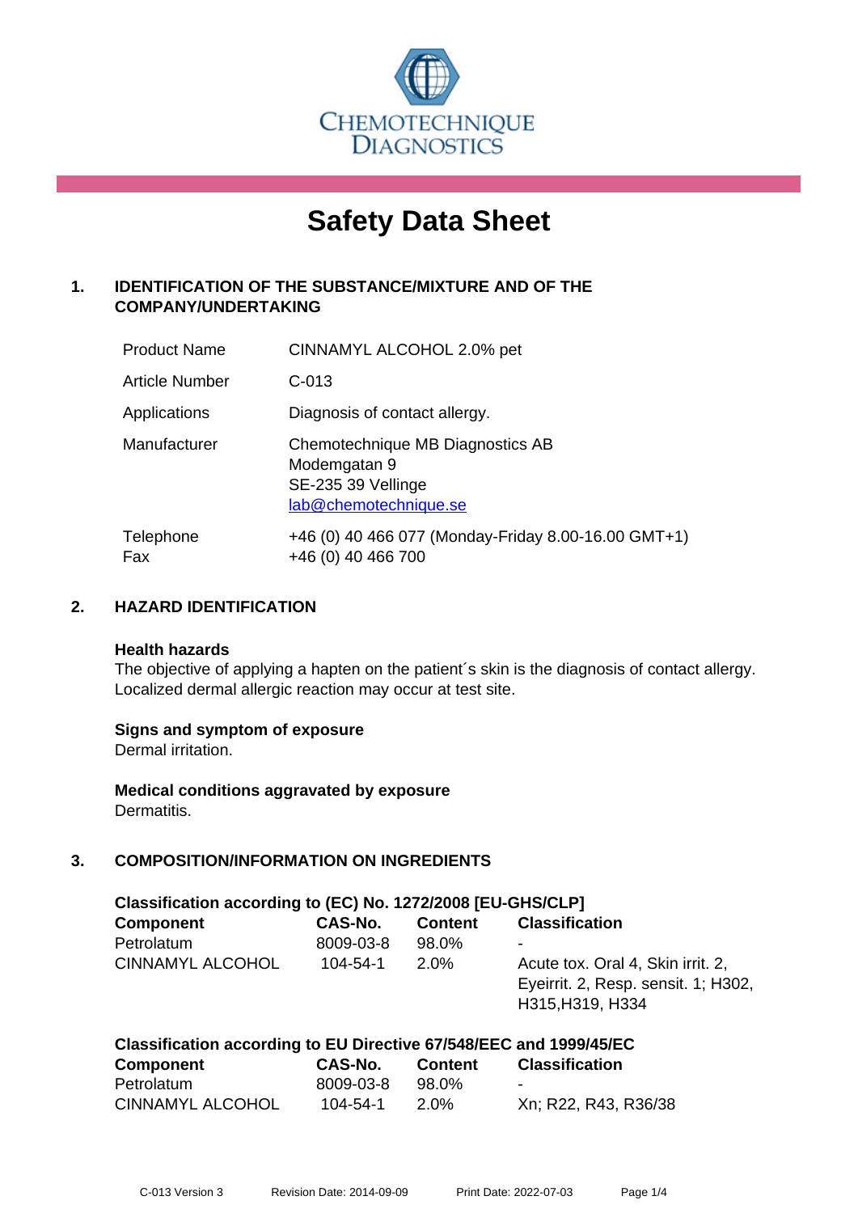CHEMOTECHNIQUE DIAGNOSTICS

# Safety Data Sheet

## 1. IDENTIFICATION OF THE SUBSTANCE/MIXTURE AND OF THE COMPANY/UNDERTAKING

| | |
|---|---|
| Product Name | CINNAMYL ALCOHOL 2.0% pet |
| Article Number | C-013 |
| Applications | Diagnosis of contact allergy. |
| Manufacturer | Chemotechnique MB Diagnostics AB<br>Modemgatan 9<br>SE-235 39 Vellinge<br>lab@chemotechnique.se |
| Telephone<br>Fax | +46 (0) 40 466 077 (Monday-Friday 8.00-16.00 GMT+1)<br>+46 (0) 40 466 700 |

## 2. HAZARD IDENTIFICATION

**Health hazards**

The objective of applying a hapten on the patient´s skin is the diagnosis of contact allergy. Localized dermal allergic reaction may occur at test site.

**Signs and symptom of exposure**

Dermal irritation.

**Medical conditions aggravated by exposure**

Dermatitis.

## 3. COMPOSITION/INFORMATION ON INGREDIENTS

**Classification according to (EC) No. 1272/2008 [EU-GHS/CLP]**

| Component | CAS-No. | Content | Classification |
|---|---|---|---|
| Petrolatum | 8009-03-8 | 98.0% | - |
| CINNAMYL ALCOHOL | 104-54-1 | 2.0% | Acute tox. Oral 4, Skin irrit. 2, Eyeirrit. 2, Resp. sensit. 1; H302, H315,H319, H334 |

**Classification according to EU Directive 67/548/EEC and 1999/45/EC**

| Component | CAS-No. | Content | Classification |
|---|---|---|---|
| Petrolatum | 8009-03-8 | 98.0% | - |
| CINNAMYL ALCOHOL | 104-54-1 | 2.0% | Xn; R22, R43, R36/38 |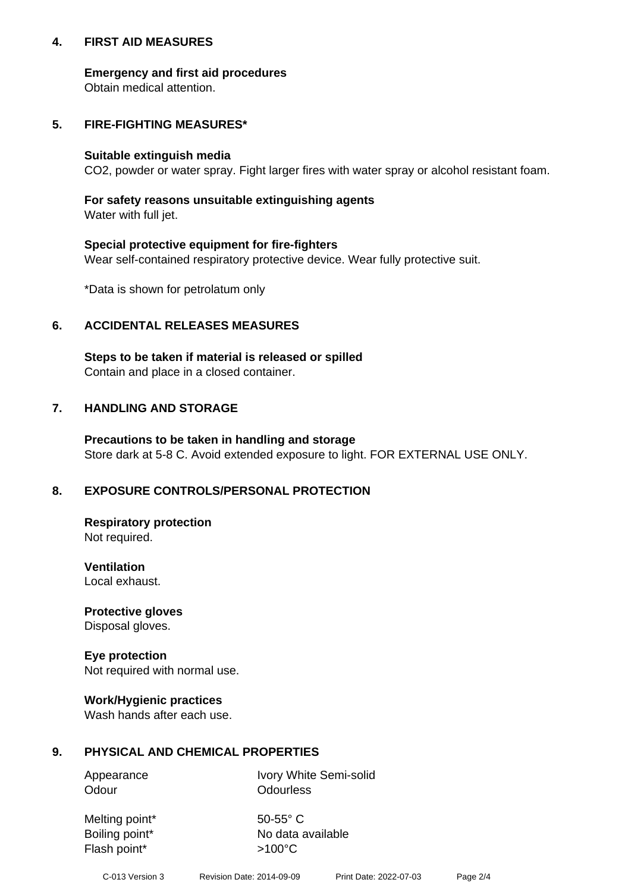## 4. FIRST AID MEASURES

**Emergency and first aid procedures**
Obtain medical attention.

## 5. FIRE-FIGHTING MEASURES*

**Suitable extinguish media**
$CO_2$, powder or water spray. Fight larger fires with water spray or alcohol resistant foam.

**For safety reasons unsuitable extinguishing agents**
Water with full jet.

**Special protective equipment for fire-fighters**
Wear self-contained respiratory protective device. Wear fully protective suit.

*Data is shown for petrolatum only

## 6. ACCIDENTAL RELEASES MEASURES

**Steps to be taken if material is released or spilled**
Contain and place in a closed container.

## 7. HANDLING AND STORAGE

**Precautions to be taken in handling and storage**
Store dark at 5-8 C. Avoid extended exposure to light. FOR EXTERNAL USE ONLY.

## 8. EXPOSURE CONTROLS/PERSONAL PROTECTION

**Respiratory protection**
Not required.

**Ventilation**
Local exhaust.

**Protective gloves**
Disposal gloves.

**Eye protection**
Not required with normal use.

**Work/Hygienic practices**
Wash hands after each use.

## 9. PHYSICAL AND CHEMICAL PROPERTIES

| | |
|---|---|
| Appearance | Ivory White Semi-solid |
| Odour | Odourless |
| Melting point* | 50-55° C |
| Boiling point* | No data available |
| Flash point* | >100°C |

C-013 Version 3 Revision Date: 2014-09-09 Print Date: 2022-07-03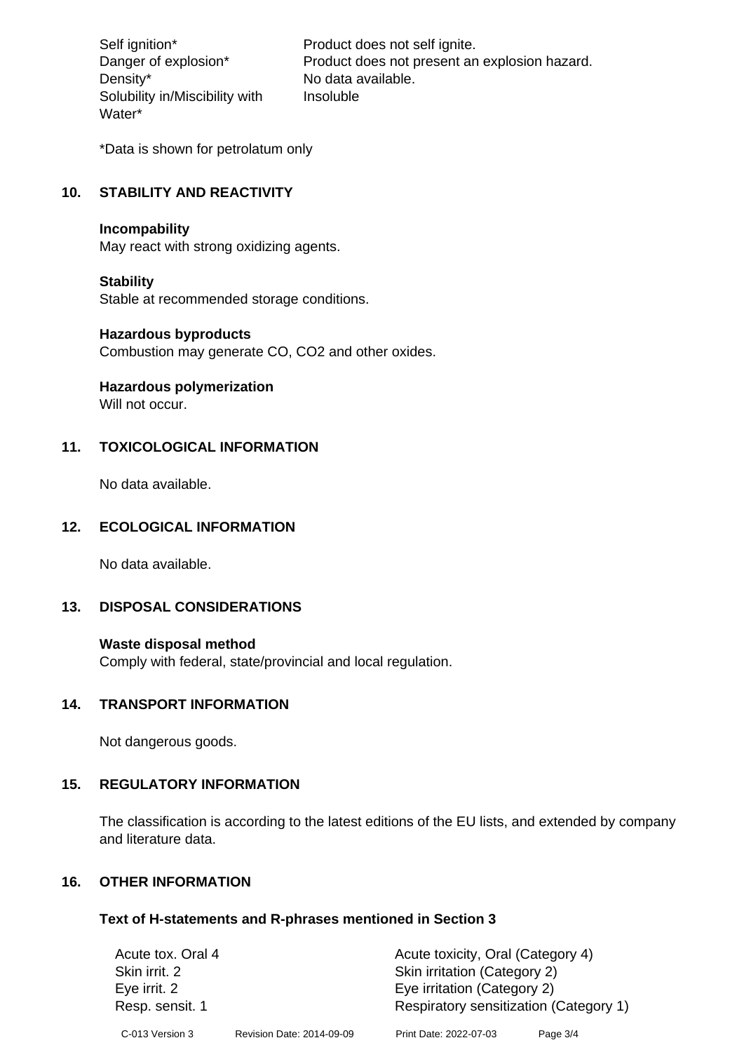| | |
|---|---|
| Self ignition* | Product does not self ignite. |
| Danger of explosion* | Product does not present an explosion hazard. |
| Density* | No data available. |
| Solubility in/Miscibility with Water* | Insoluble |

*Data is shown for petrolatum only

## 10. STABILITY AND REACTIVITY

**Incompability**
May react with strong oxidizing agents.

**Stability**
Stable at recommended storage conditions.

**Hazardous byproducts**
Combustion may generate CO, $CO_2$ and other oxides.

**Hazardous polymerization**
Will not occur.

## 11. TOXICOLOGICAL INFORMATION

No data available.

## 12. ECOLOGICAL INFORMATION

No data available.

## 13. DISPOSAL CONSIDERATIONS

**Waste disposal method**
Comply with federal, state/provincial and local regulation.

## 14. TRANSPORT INFORMATION

Not dangerous goods.

## 15. REGULATORY INFORMATION

The classification is according to the latest editions of the EU lists, and extended by company and literature data.

## 16. OTHER INFORMATION

### Text of H-statements and R-phrases mentioned in Section 3

| | |
|---|---|
| Acute tox. Oral 4 | Acute toxicity, Oral (Category 4) |
| Skin irrit. 2 | Skin irritation (Category 2) |
| Eye irrit. 2 | Eye irritation (Category 2) |
| Resp. sensit. 1 | Respiratory sensitization (Category 1) |

C-013 Version 3 Revision Date: 2014-09-09 Print Date: 2022-07-03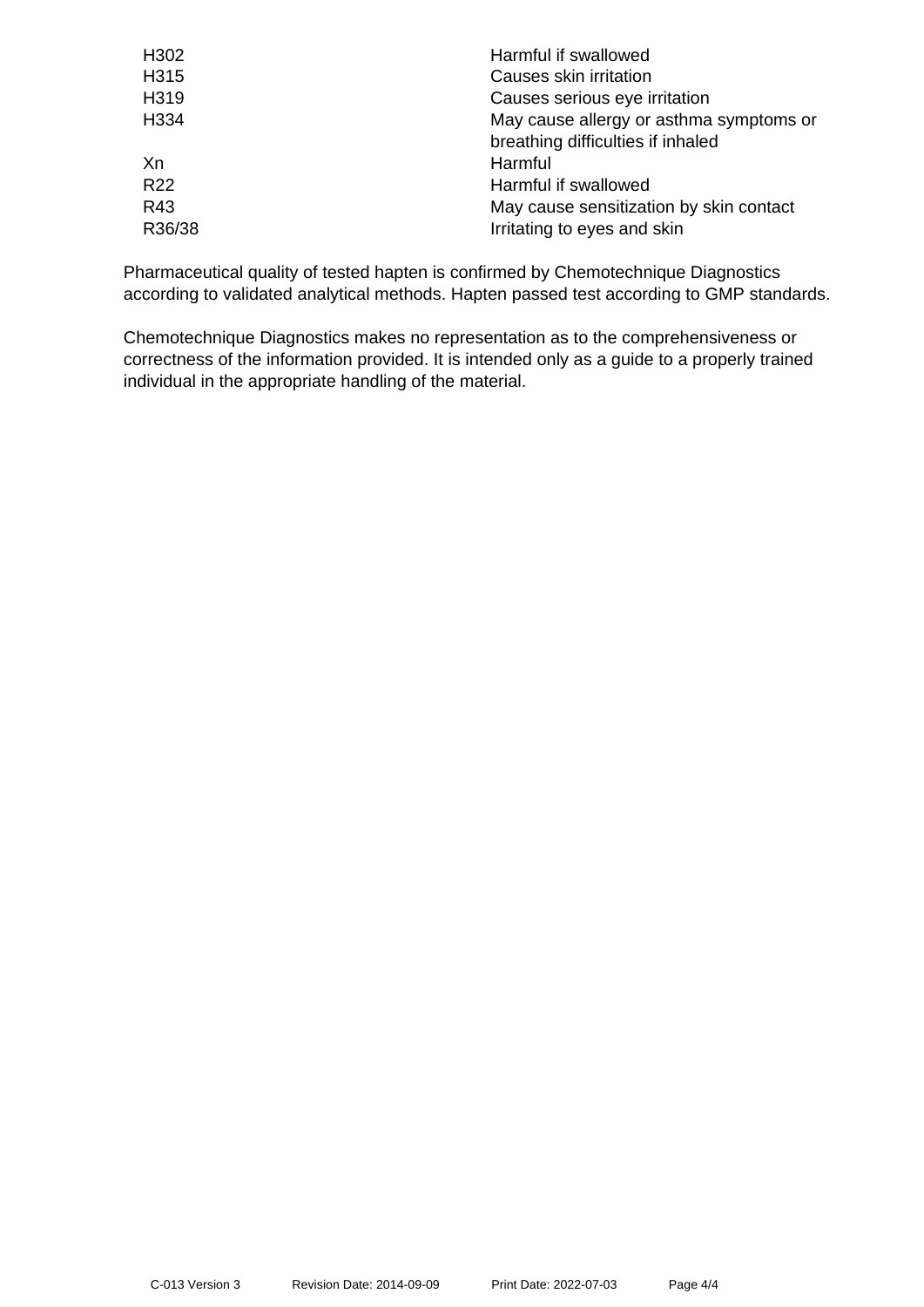| | |
|---|---|
| H302 | Harmful if swallowed |
| H315 | Causes skin irritation |
| H319 | Causes serious eye irritation |
| H334 | May cause allergy or asthma symptoms or breathing difficulties if inhaled |
| Xn | Harmful |
| R22 | Harmful if swallowed |
| R43 | May cause sensitization by skin contact |
| R36/38 | Irritating to eyes and skin |

Pharmaceutical quality of tested hapten is confirmed by Chemotechnique Diagnostics according to validated analytical methods. Hapten passed test according to GMP standards.

Chemotechnique Diagnostics makes no representation as to the comprehensiveness or correctness of the information provided. It is intended only as a guide to a properly trained individual in the appropriate handling of the material.